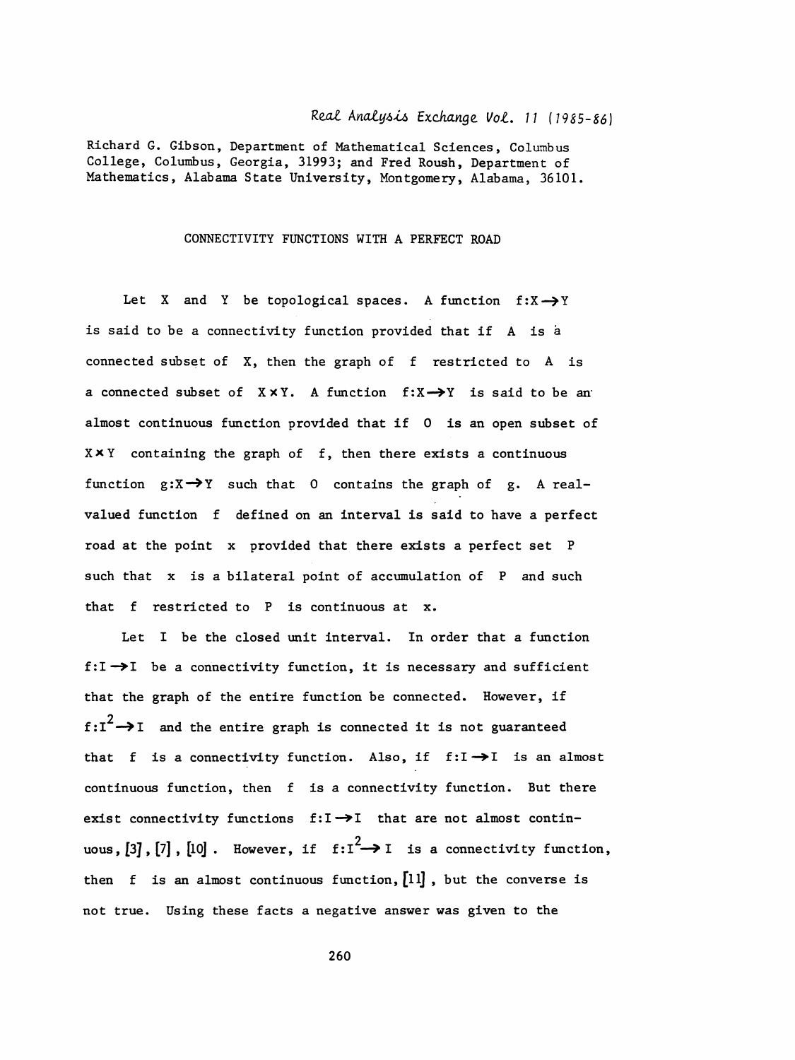Richard G. Gibson, Department of Mathematical Sciences, Columbus College, Columbus, Georgia, 31993; and Fred Roush, Department of Mathematics, Alabama State University, Montgomery, Alabama, 36101.

# CONNECTIVITY FUNCTIONS WITH A PERFECT ROAD

Let X and Y be topological spaces. A function $f:X \to Y$ is said to be a connectivity function provided that if A is a connected subset of X, then the graph of f restricted to A is a connected subset of $X \times Y$. A function $f:X \to Y$ is said to be an almost continuous function provided that if O is an open subset of $X \times Y$ containing the graph of f, then there exists a continuous function $g:X \to Y$ such that O contains the graph of g. A real-valued function f defined on an interval is said to have a perfect road at the point x provided that there exists a perfect set P such that x is a bilateral point of accumulation of P and such that f restricted to P is continuous at x.

Let I be the closed unit interval. In order that a function $f:I \to I$ be a connectivity function, it is necessary and sufficient that the graph of the entire function be connected. However, if $f:I^2 \to I$ and the entire graph is connected it is not guaranteed that f is a connectivity function. Also, if $f:I \to I$ is an almost continuous function, then f is a connectivity function. But there exist connectivity functions $f:I \to I$ that are not almost continuous, [3], [7], [10]. However, if $f:I^2 \to I$ is a connectivity function, then f is an almost continuous function, [11], but the converse is not true. Using these facts a negative answer was given to the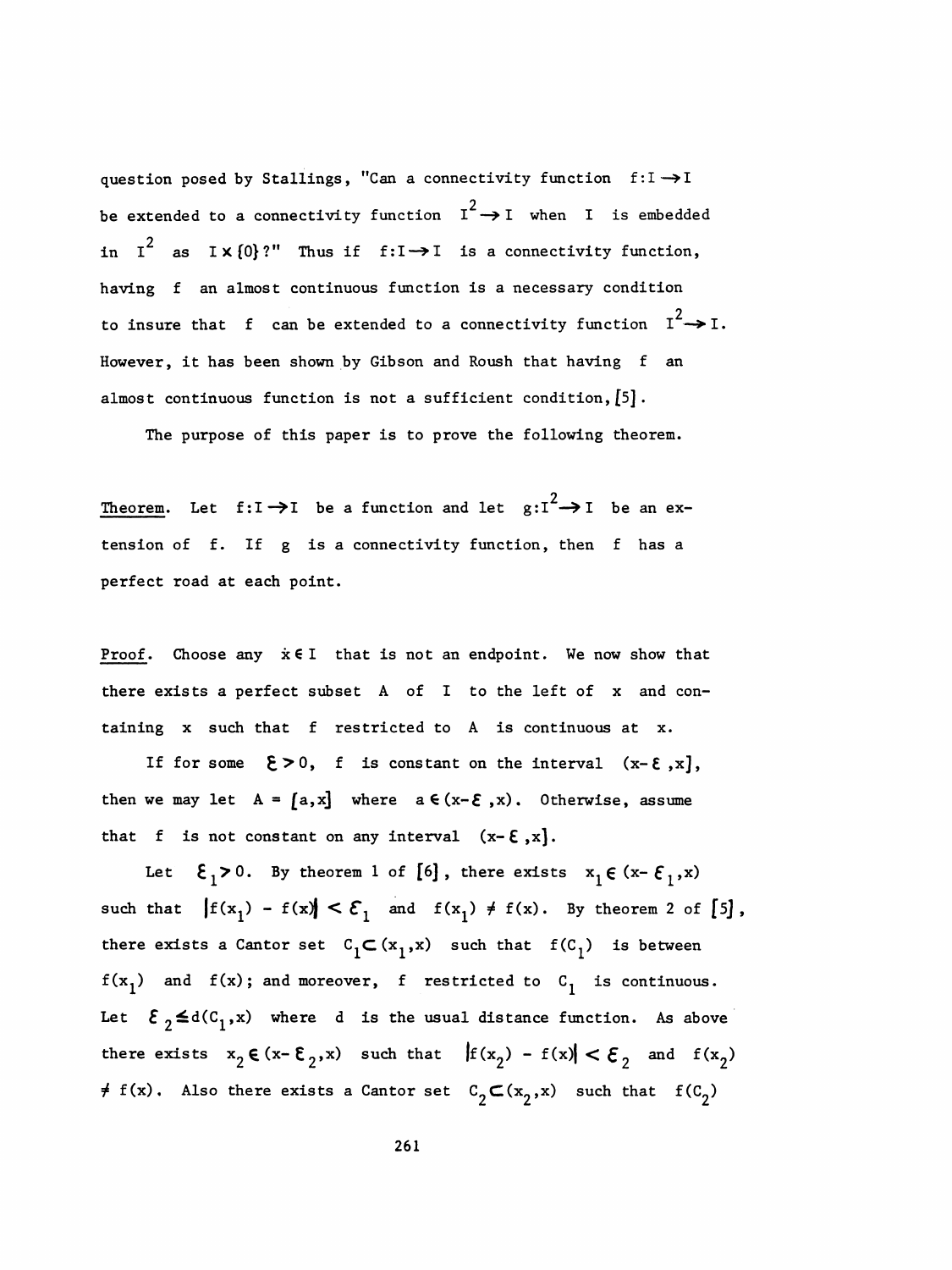question posed by Stallings, "Can a connectivity function $f: I \to I$ be extended to a connectivity function $I^2 \to I$ when $I$ is embedded in $I^2$ as $I \times \{0\}$?" Thus if $f: I \to I$ is a connectivity function, having $f$ an almost continuous function is a necessary condition to insure that $f$ can be extended to a connectivity function $I^2 \to I$. However, it has been shown by Gibson and Roush that having $f$ an almost continuous function is not a sufficient condition, [5].

The purpose of this paper is to prove the following theorem.

Theorem. Let $f: I \to I$ be a function and let $g: I^2 \to I$ be an extension of $f$. If $g$ is a connectivity function, then $f$ has a perfect road at each point.

Proof. Choose any $x \in I$ that is not an endpoint. We now show that there exists a perfect subset $A$ of $I$ to the left of $x$ and containing $x$ such that $f$ restricted to $A$ is continuous at $x$.

If for some $\varepsilon > 0$, $f$ is constant on the interval $(x-\varepsilon, x]$, then we may let $A = [a,x]$ where $a \in (x-\varepsilon, x)$. Otherwise, assume that $f$ is not constant on any interval $(x-\varepsilon, x]$.

Let $\varepsilon_1 > 0$. By theorem 1 of [6], there exists $x_1 \in (x-\varepsilon_1, x)$ such that $|f(x_1) - f(x)| < \varepsilon_1$ and $f(x_1) \neq f(x)$. By theorem 2 of [5], there exists a Cantor set $C_1 \subset (x_1, x)$ such that $f(C_1)$ is between $f(x_1)$ and $f(x)$; and moreover, $f$ restricted to $C_1$ is continuous. Let $\varepsilon_2 \leq d(C_1, x)$ where $d$ is the usual distance function. As above there exists $x_2 \in (x-\varepsilon_2, x)$ such that $|f(x_2) - f(x)| < \varepsilon_2$ and $f(x_2) \neq f(x)$. Also there exists a Cantor set $C_2 \subset (x_2, x)$ such that $f(C_2)$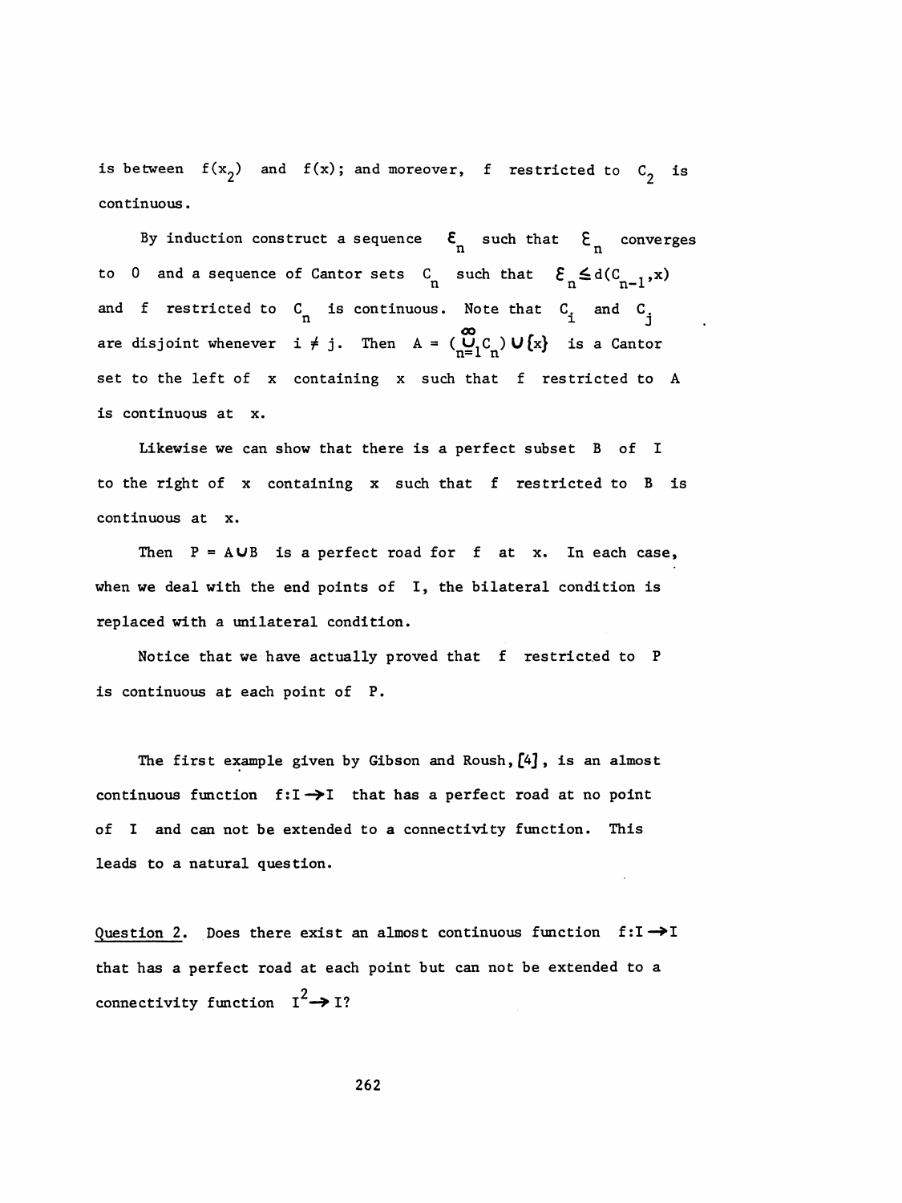is between $f(x_2)$ and $f(x)$; and moreover, $f$ restricted to $C_2$ is continuous.

By induction construct a sequence $\varepsilon_n$ such that $\varepsilon_n$ converges to 0 and a sequence of Cantor sets $C_n$ such that $\varepsilon_n \leq d(C_{n-1}, x)$ and $f$ restricted to $C_n$ is continuous. Note that $C_i$ and $C_j$ are disjoint whenever $i \neq j$. Then $A = (\bigcup_{n=1}^{\infty} C_n) \cup \{x\}$ is a Cantor set to the left of $x$ containing $x$ such that $f$ restricted to $A$ is continuous at $x$.

Likewise we can show that there is a perfect subset $B$ of $I$ to the right of $x$ containing $x$ such that $f$ restricted to $B$ is continuous at $x$.

Then $P = A \cup B$ is a perfect road for $f$ at $x$. In each case, when we deal with the end points of $I$, the bilateral condition is replaced with a unilateral condition.

Notice that we have actually proved that $f$ restricted to $P$ is continuous at each point of $P$.

The first example given by Gibson and Roush, [4], is an almost continuous function $f: I \rightarrow I$ that has a perfect road at no point of $I$ and can not be extended to a connectivity function. This leads to a natural question.

Question 2. Does there exist an almost continuous function $f: I \rightarrow I$ that has a perfect road at each point but can not be extended to a connectivity function $I^2 \rightarrow I$?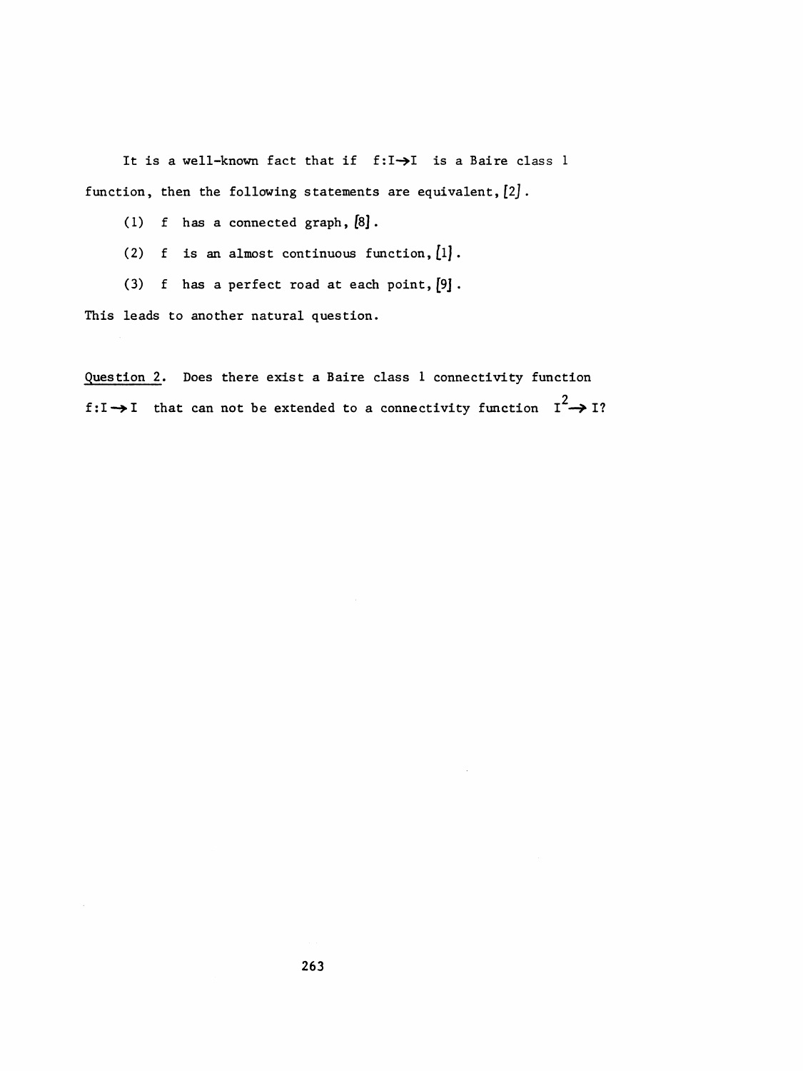It is a well-known fact that if $f:I\to I$ is a Baire class 1 function, then the following statements are equivalent, [2].

(1) $f$ has a connected graph, [8].

(2) $f$ is an almost continuous function, [1].

(3) $f$ has a perfect road at each point, [9].

This leads to another natural question.

<u>Question 2</u>. Does there exist a Baire class 1 connectivity function $f:I\to I$ that can not be extended to a connectivity function $I^2\to I$?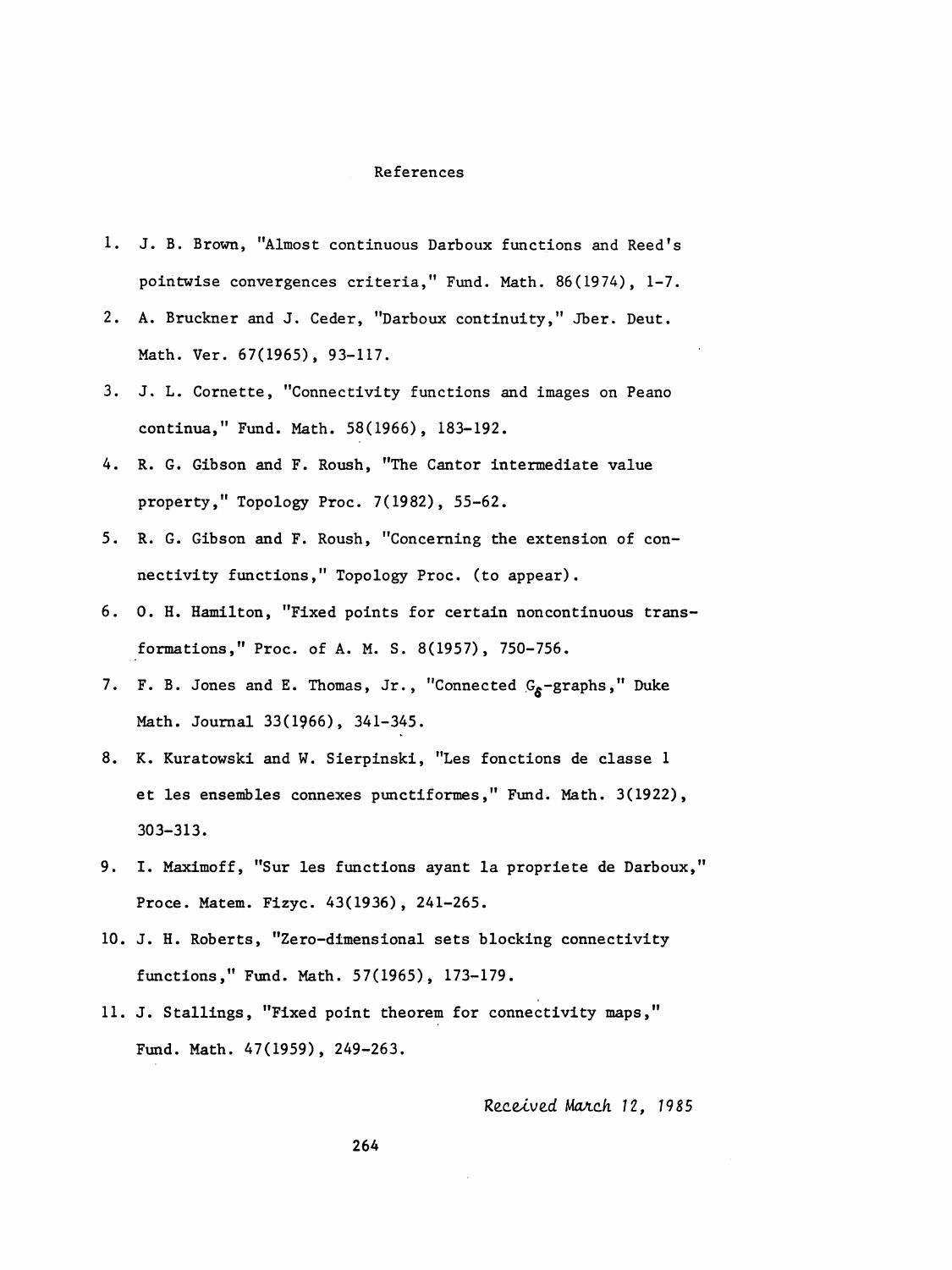## References

1. J. B. Brown, "Almost continuous Darboux functions and Reed's pointwise convergences criteria," Fund. Math. 86(1974), 1-7.
2. A. Bruckner and J. Ceder, "Darboux continuity," Jber. Deut. Math. Ver. 67(1965), 93-117.
3. J. L. Cornette, "Connectivity functions and images on Peano continua," Fund. Math. 58(1966), 183-192.
4. R. G. Gibson and F. Roush, "The Cantor intermediate value property," Topology Proc. 7(1982), 55-62.
5. R. G. Gibson and F. Roush, "Concerning the extension of connectivity functions," Topology Proc. (to appear).
6. O. H. Hamilton, "Fixed points for certain noncontinuous transformations," Proc. of A. M. S. 8(1957), 750-756.
7. F. B. Jones and E. Thomas, Jr., "Connected $G_\delta$-graphs," Duke Math. Journal 33(1966), 341-345.
8. K. Kuratowski and W. Sierpinski, "Les fonctions de classe 1 et les ensembles connexes punctiformes," Fund. Math. 3(1922), 303-313.
9. I. Maximoff, "Sur les functions ayant la propriete de Darboux," Proce. Matem. Fizyc. 43(1936), 241-265.
10. J. H. Roberts, "Zero-dimensional sets blocking connectivity functions," Fund. Math. 57(1965), 173-179.
11. J. Stallings, "Fixed point theorem for connectivity maps," Fund. Math. 47(1959), 249-263.

*Received March 12, 1985*